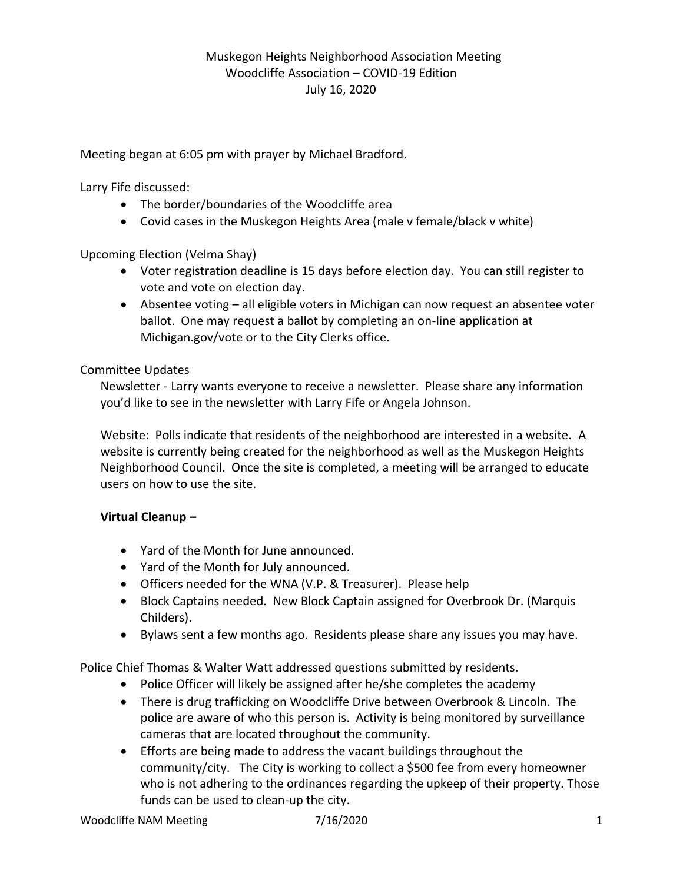Muskegon Heights Neighborhood Association Meeting
Woodcliffe Association – COVID-19 Edition
July 16, 2020

Meeting began at 6:05 pm with prayer by Michael Bradford.

Larry Fife discussed:

- The border/boundaries of the Woodcliffe area
- Covid cases in the Muskegon Heights Area (male v female/black v white)

Upcoming Election (Velma Shay)

- Voter registration deadline is 15 days before election day. You can still register to vote and vote on election day.
- Absentee voting – all eligible voters in Michigan can now request an absentee voter ballot. One may request a ballot by completing an on-line application at Michigan.gov/vote or to the City Clerks office.

Committee Updates

Newsletter - Larry wants everyone to receive a newsletter. Please share any information you'd like to see in the newsletter with Larry Fife or Angela Johnson.

Website: Polls indicate that residents of the neighborhood are interested in a website. A website is currently being created for the neighborhood as well as the Muskegon Heights Neighborhood Council. Once the site is completed, a meeting will be arranged to educate users on how to use the site.

**Virtual Cleanup –**

- Yard of the Month for June announced.
- Yard of the Month for July announced.
- Officers needed for the WNA (V.P. & Treasurer). Please help
- Block Captains needed. New Block Captain assigned for Overbrook Dr. (Marquis Childers).
- Bylaws sent a few months ago. Residents please share any issues you may have.

Police Chief Thomas & Walter Watt addressed questions submitted by residents.

- Police Officer will likely be assigned after he/she completes the academy
- There is drug trafficking on Woodcliffe Drive between Overbrook & Lincoln. The police are aware of who this person is. Activity is being monitored by surveillance cameras that are located throughout the community.
- Efforts are being made to address the vacant buildings throughout the community/city. The City is working to collect a $500 fee from every homeowner who is not adhering to the ordinances regarding the upkeep of their property. Those funds can be used to clean-up the city.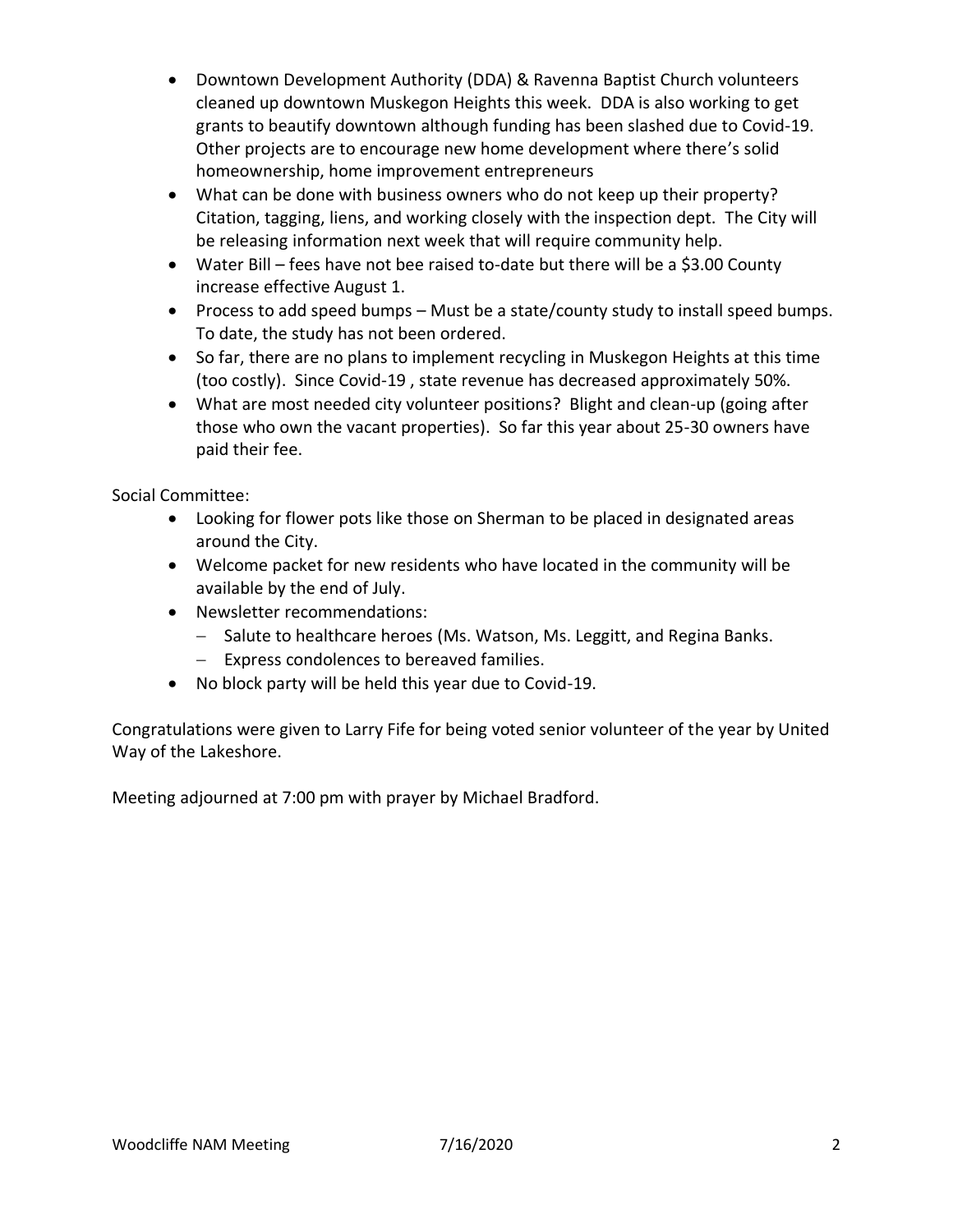- Downtown Development Authority (DDA) & Ravenna Baptist Church volunteers cleaned up downtown Muskegon Heights this week. DDA is also working to get grants to beautify downtown although funding has been slashed due to Covid-19. Other projects are to encourage new home development where there's solid homeownership, home improvement entrepreneurs
- What can be done with business owners who do not keep up their property? Citation, tagging, liens, and working closely with the inspection dept. The City will be releasing information next week that will require community help.
- Water Bill – fees have not bee raised to-date but there will be a $3.00 County increase effective August 1.
- Process to add speed bumps – Must be a state/county study to install speed bumps. To date, the study has not been ordered.
- So far, there are no plans to implement recycling in Muskegon Heights at this time (too costly). Since Covid-19 , state revenue has decreased approximately 50%.
- What are most needed city volunteer positions? Blight and clean-up (going after those who own the vacant properties). So far this year about 25-30 owners have paid their fee.

Social Committee:

- Looking for flower pots like those on Sherman to be placed in designated areas around the City.
- Welcome packet for new residents who have located in the community will be available by the end of July.
- Newsletter recommendations:
  - Salute to healthcare heroes (Ms. Watson, Ms. Leggitt, and Regina Banks.
  - Express condolences to bereaved families.
- No block party will be held this year due to Covid-19.

Congratulations were given to Larry Fife for being voted senior volunteer of the year by United Way of the Lakeshore.

Meeting adjourned at 7:00 pm with prayer by Michael Bradford.